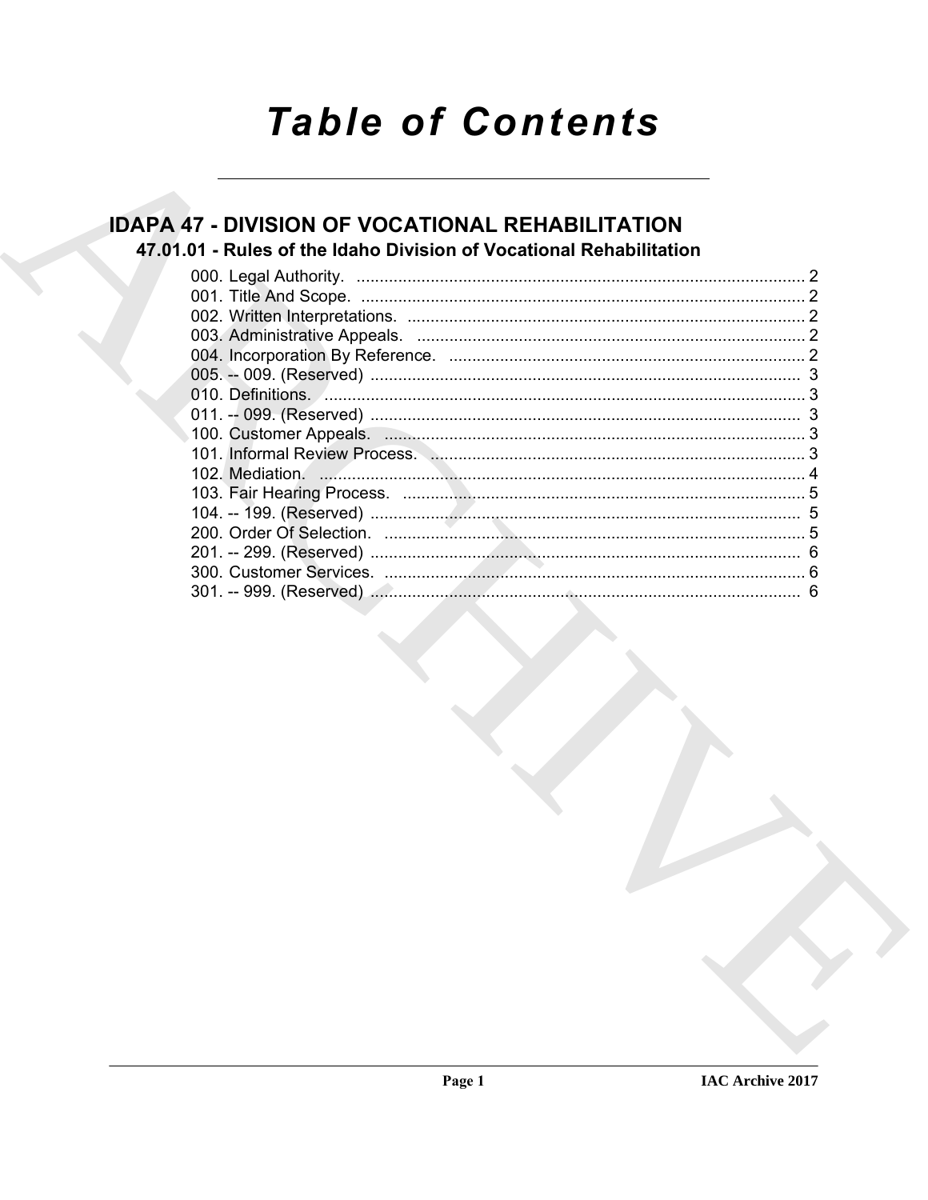# Table of Contents

## IDAPA 47 - DIVISION OF VOCATIONAL REHABILITATION

### 47.01.01 - Rules of the Idaho Division of Vocational Rehabilitation

000. Legal Authority. ........................................................................................ 2
001. Title And Scope. ........................................................................................ 2
002. Written Interpretations. ................................................................................ 2
003. Administrative Appeals. ............................................................................... 2
004. Incorporation By Reference. ........................................................................ 2
005. -- 009. (Reserved) ........................................................................................ 3
010. Definitions. .................................................................................................. 3
011. -- 099. (Reserved) ........................................................................................ 3
100. Customer Appeals. ....................................................................................... 3
101. Informal Review Process. ............................................................................ 3
102. Mediation. .................................................................................................... 4
103. Fair Hearing Process. .................................................................................. 5
104. -- 199. (Reserved) ........................................................................................ 5
200. Order Of Selection. ...................................................................................... 5
201. -- 299. (Reserved) ........................................................................................ 6
300. Customer Services. ..................................................................................... 6
301. -- 999. (Reserved) ........................................................................................ 6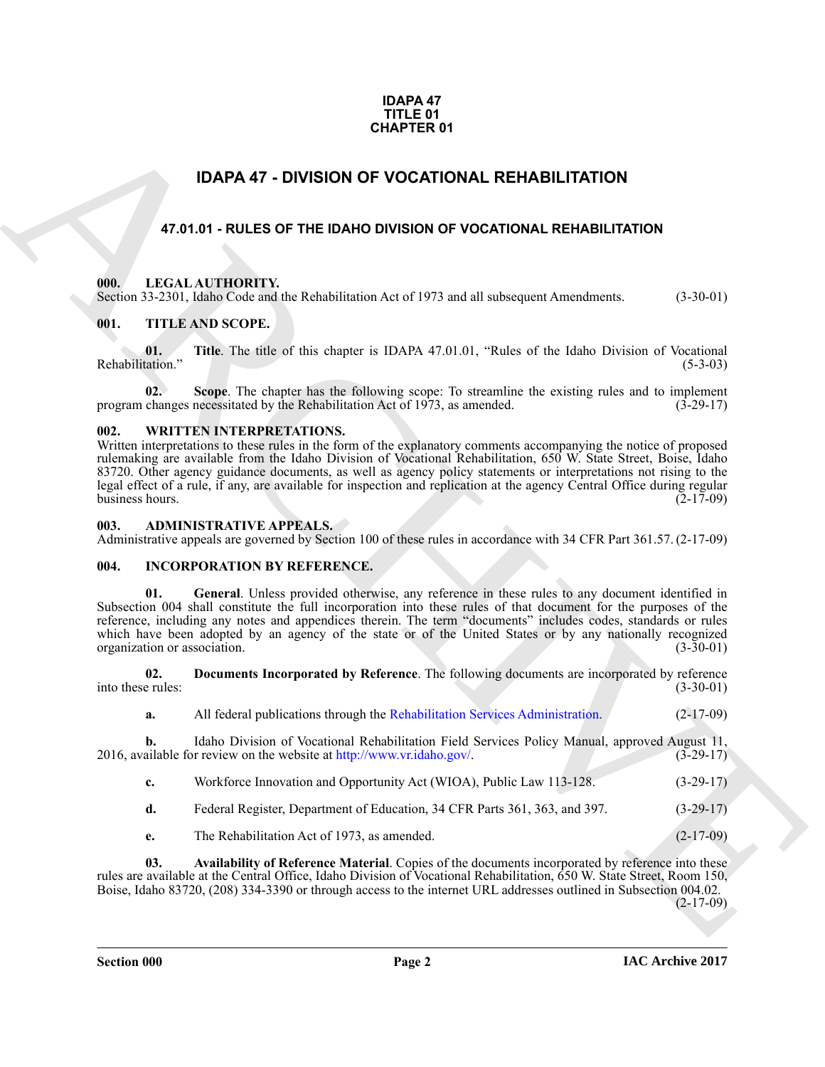**IDAPA 47**
**TITLE 01**
**CHAPTER 01**

# IDAPA 47 - DIVISION OF VOCATIONAL REHABILITATION

## 47.01.01 - RULES OF THE IDAHO DIVISION OF VOCATIONAL REHABILITATION

**000. LEGAL AUTHORITY.**
Section 33-2301, Idaho Code and the Rehabilitation Act of 1973 and all subsequent Amendments. (3-30-01)

**001. TITLE AND SCOPE.**

**01. Title**. The title of this chapter is IDAPA 47.01.01, "Rules of the Idaho Division of Vocational Rehabilitation." (5-3-03)

**02. Scope**. The chapter has the following scope: To streamline the existing rules and to implement program changes necessitated by the Rehabilitation Act of 1973, as amended. (3-29-17)

**002. WRITTEN INTERPRETATIONS.**
Written interpretations to these rules in the form of the explanatory comments accompanying the notice of proposed rulemaking are available from the Idaho Division of Vocational Rehabilitation, 650 W. State Street, Boise, Idaho 83720. Other agency guidance documents, as well as agency policy statements or interpretations not rising to the legal effect of a rule, if any, are available for inspection and replication at the agency Central Office during regular business hours. (2-17-09)

**003. ADMINISTRATIVE APPEALS.**
Administrative appeals are governed by Section 100 of these rules in accordance with 34 CFR Part 361.57. (2-17-09)

**004. INCORPORATION BY REFERENCE.**

**01. General**. Unless provided otherwise, any reference in these rules to any document identified in Subsection 004 shall constitute the full incorporation into these rules of that document for the purposes of the reference, including any notes and appendices therein. The term "documents" includes codes, standards or rules which have been adopted by an agency of the state or of the United States or by any nationally recognized organization or association. (3-30-01)

**02. Documents Incorporated by Reference**. The following documents are incorporated by reference into these rules: (3-30-01)

**a.** All federal publications through the Rehabilitation Services Administration. (2-17-09)

**b.** Idaho Division of Vocational Rehabilitation Field Services Policy Manual, approved August 11, 2016, available for review on the website at http://www.vr.idaho.gov/. (3-29-17)

**c.** Workforce Innovation and Opportunity Act (WIOA), Public Law 113-128. (3-29-17)

**d.** Federal Register, Department of Education, 34 CFR Parts 361, 363, and 397. (3-29-17)

**e.** The Rehabilitation Act of 1973, as amended. (2-17-09)

**03. Availability of Reference Material**. Copies of the documents incorporated by reference into these rules are available at the Central Office, Idaho Division of Vocational Rehabilitation, 650 W. State Street, Room 150, Boise, Idaho 83720, (208) 334-3390 or through access to the internet URL addresses outlined in Subsection 004.02. (2-17-09)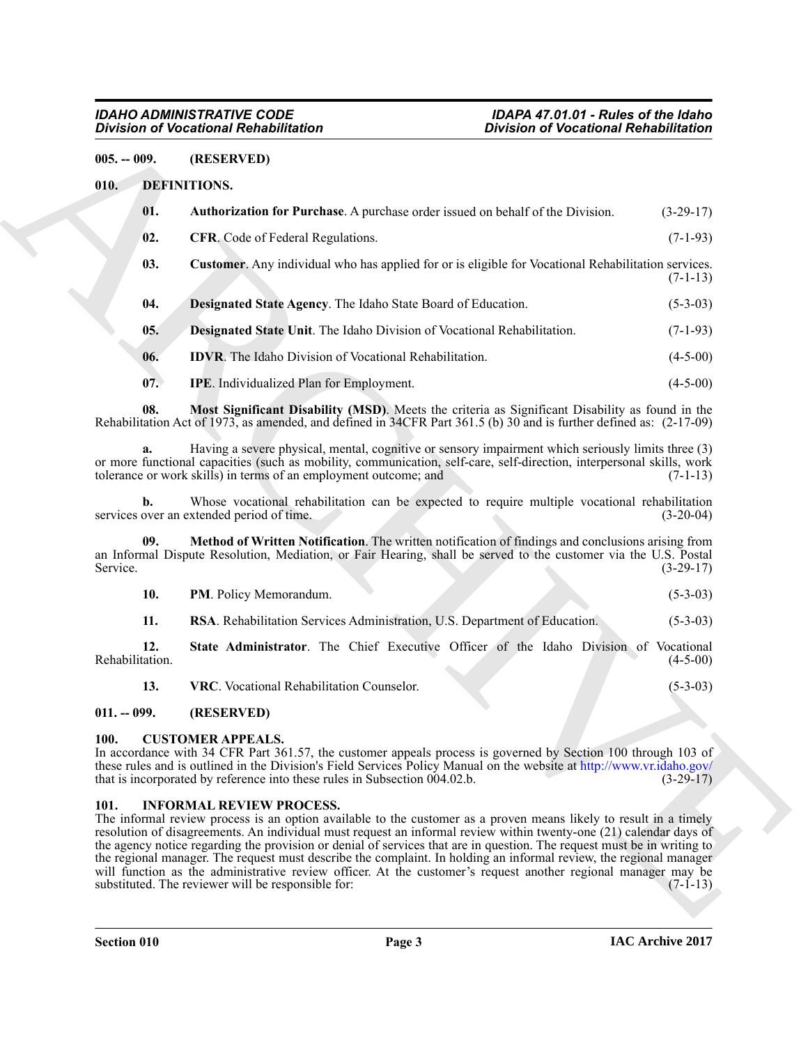**005. -- 009. (RESERVED)**

## 010. DEFINITIONS.

**01. Authorization for Purchase**. A purchase order issued on behalf of the Division. (3-29-17)

**02. CFR**. Code of Federal Regulations. (7-1-93)

**03. Customer**. Any individual who has applied for or is eligible for Vocational Rehabilitation services. (7-1-13)

**04. Designated State Agency**. The Idaho State Board of Education. (5-3-03)

**05. Designated State Unit**. The Idaho Division of Vocational Rehabilitation. (7-1-93)

**06. IDVR**. The Idaho Division of Vocational Rehabilitation. (4-5-00)

**07. IPE**. Individualized Plan for Employment. (4-5-00)

**08. Most Significant Disability (MSD)**. Meets the criteria as Significant Disability as found in the Rehabilitation Act of 1973, as amended, and defined in 34CFR Part 361.5 (b) 30 and is further defined as: (2-17-09)

**a.** Having a severe physical, mental, cognitive or sensory impairment which seriously limits three (3) or more functional capacities (such as mobility, communication, self-care, self-direction, interpersonal skills, work tolerance or work skills) in terms of an employment outcome; and (7-1-13)

**b.** Whose vocational rehabilitation can be expected to require multiple vocational rehabilitation services over an extended period of time. (3-20-04)

**09. Method of Written Notification**. The written notification of findings and conclusions arising from an Informal Dispute Resolution, Mediation, or Fair Hearing, shall be served to the customer via the U.S. Postal Service. (3-29-17)

**10. PM**. Policy Memorandum. (5-3-03)

**11. RSA**. Rehabilitation Services Administration, U.S. Department of Education. (5-3-03)

**12. State Administrator**. The Chief Executive Officer of the Idaho Division of Vocational Rehabilitation. (4-5-00)

**13. VRC**. Vocational Rehabilitation Counselor. (5-3-03)

**011. -- 099. (RESERVED)**

## 100. CUSTOMER APPEALS.

In accordance with 34 CFR Part 361.57, the customer appeals process is governed by Section 100 through 103 of these rules and is outlined in the Division's Field Services Policy Manual on the website at http://www.vr.idaho.gov/ that is incorporated by reference into these rules in Subsection 004.02.b. (3-29-17)

## 101. INFORMAL REVIEW PROCESS.

The informal review process is an option available to the customer as a proven means likely to result in a timely resolution of disagreements. An individual must request an informal review within twenty-one (21) calendar days of the agency notice regarding the provision or denial of services that are in question. The request must be in writing to the regional manager. The request must describe the complaint. In holding an informal review, the regional manager will function as the administrative review officer. At the customer's request another regional manager may be substituted. The reviewer will be responsible for: (7-1-13)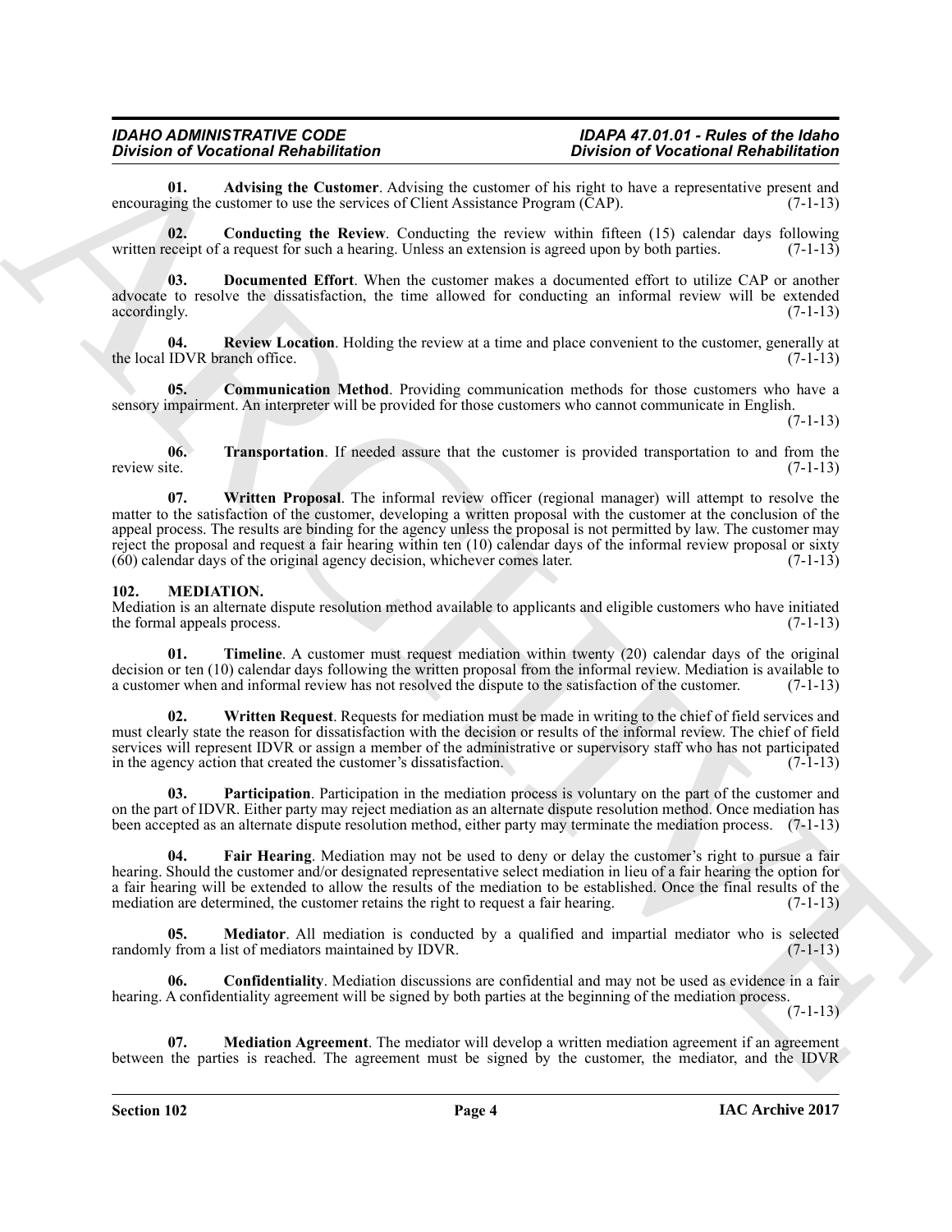**01. Advising the Customer**. Advising the customer of his right to have a representative present and encouraging the customer to use the services of Client Assistance Program (CAP). (7-1-13)

**02. Conducting the Review**. Conducting the review within fifteen (15) calendar days following written receipt of a request for such a hearing. Unless an extension is agreed upon by both parties. (7-1-13)

**03. Documented Effort**. When the customer makes a documented effort to utilize CAP or another advocate to resolve the dissatisfaction, the time allowed for conducting an informal review will be extended accordingly. (7-1-13)

**04. Review Location**. Holding the review at a time and place convenient to the customer, generally at the local IDVR branch office. (7-1-13)

**05. Communication Method**. Providing communication methods for those customers who have a sensory impairment. An interpreter will be provided for those customers who cannot communicate in English. (7-1-13)

**06. Transportation**. If needed assure that the customer is provided transportation to and from the review site. (7-1-13)

**07. Written Proposal**. The informal review officer (regional manager) will attempt to resolve the matter to the satisfaction of the customer, developing a written proposal with the customer at the conclusion of the appeal process. The results are binding for the agency unless the proposal is not permitted by law. The customer may reject the proposal and request a fair hearing within ten (10) calendar days of the informal review proposal or sixty (60) calendar days of the original agency decision, whichever comes later. (7-1-13)

## 102. MEDIATION.

Mediation is an alternate dispute resolution method available to applicants and eligible customers who have initiated the formal appeals process. (7-1-13)

**01. Timeline**. A customer must request mediation within twenty (20) calendar days of the original decision or ten (10) calendar days following the written proposal from the informal review. Mediation is available to a customer when and informal review has not resolved the dispute to the satisfaction of the customer. (7-1-13)

**02. Written Request**. Requests for mediation must be made in writing to the chief of field services and must clearly state the reason for dissatisfaction with the decision or results of the informal review. The chief of field services will represent IDVR or assign a member of the administrative or supervisory staff who has not participated in the agency action that created the customer's dissatisfaction. (7-1-13)

**03. Participation**. Participation in the mediation process is voluntary on the part of the customer and on the part of IDVR. Either party may reject mediation as an alternate dispute resolution method. Once mediation has been accepted as an alternate dispute resolution method, either party may terminate the mediation process. (7-1-13)

**04. Fair Hearing**. Mediation may not be used to deny or delay the customer's right to pursue a fair hearing. Should the customer and/or designated representative select mediation in lieu of a fair hearing the option for a fair hearing will be extended to allow the results of the mediation to be established. Once the final results of the mediation are determined, the customer retains the right to request a fair hearing. (7-1-13)

**05. Mediator**. All mediation is conducted by a qualified and impartial mediator who is selected randomly from a list of mediators maintained by IDVR. (7-1-13)

**06. Confidentiality**. Mediation discussions are confidential and may not be used as evidence in a fair hearing. A confidentiality agreement will be signed by both parties at the beginning of the mediation process. (7-1-13)

**07. Mediation Agreement**. The mediator will develop a written mediation agreement if an agreement between the parties is reached. The agreement must be signed by the customer, the mediator, and the IDVR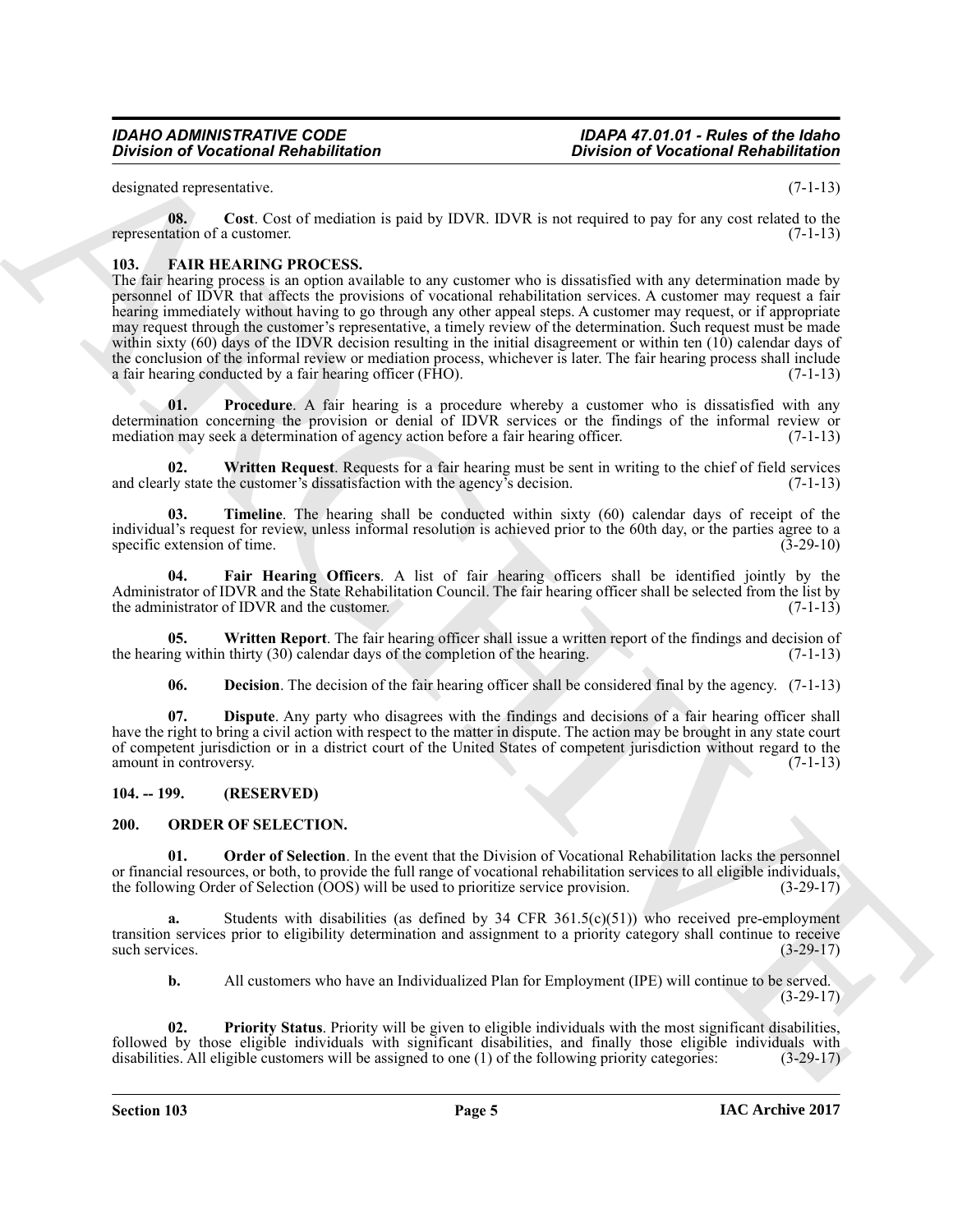designated representative. (7-1-13)

**08. Cost**. Cost of mediation is paid by IDVR. IDVR is not required to pay for any cost related to the representation of a customer. (7-1-13)

## 103. FAIR HEARING PROCESS.

The fair hearing process is an option available to any customer who is dissatisfied with any determination made by personnel of IDVR that affects the provisions of vocational rehabilitation services. A customer may request a fair hearing immediately without having to go through any other appeal steps. A customer may request, or if appropriate may request through the customer's representative, a timely review of the determination. Such request must be made within sixty (60) days of the IDVR decision resulting in the initial disagreement or within ten (10) calendar days of the conclusion of the informal review or mediation process, whichever is later. The fair hearing process shall include a fair hearing conducted by a fair hearing officer (FHO). (7-1-13)

**01. Procedure**. A fair hearing is a procedure whereby a customer who is dissatisfied with any determination concerning the provision or denial of IDVR services or the findings of the informal review or mediation may seek a determination of agency action before a fair hearing officer. (7-1-13)

**02. Written Request**. Requests for a fair hearing must be sent in writing to the chief of field services and clearly state the customer's dissatisfaction with the agency's decision. (7-1-13)

**03. Timeline**. The hearing shall be conducted within sixty (60) calendar days of receipt of the individual's request for review, unless informal resolution is achieved prior to the 60th day, or the parties agree to a specific extension of time. (3-29-10)

**04. Fair Hearing Officers**. A list of fair hearing officers shall be identified jointly by the Administrator of IDVR and the State Rehabilitation Council. The fair hearing officer shall be selected from the list by the administrator of IDVR and the customer. (7-1-13)

**05. Written Report**. The fair hearing officer shall issue a written report of the findings and decision of the hearing within thirty (30) calendar days of the completion of the hearing. (7-1-13)

**06. Decision**. The decision of the fair hearing officer shall be considered final by the agency. (7-1-13)

**07. Dispute**. Any party who disagrees with the findings and decisions of a fair hearing officer shall have the right to bring a civil action with respect to the matter in dispute. The action may be brought in any state court of competent jurisdiction or in a district court of the United States of competent jurisdiction without regard to the amount in controversy. (7-1-13)

## 104. -- 199. (RESERVED)

## 200. ORDER OF SELECTION.

**01. Order of Selection**. In the event that the Division of Vocational Rehabilitation lacks the personnel or financial resources, or both, to provide the full range of vocational rehabilitation services to all eligible individuals, the following Order of Selection (OOS) will be used to prioritize service provision. (3-29-17)

**a.** Students with disabilities (as defined by 34 CFR 361.5(c)(51)) who received pre-employment transition services prior to eligibility determination and assignment to a priority category shall continue to receive such services. (3-29-17)

**b.** All customers who have an Individualized Plan for Employment (IPE) will continue to be served. (3-29-17)

**02. Priority Status**. Priority will be given to eligible individuals with the most significant disabilities, followed by those eligible individuals with significant disabilities, and finally those eligible individuals with disabilities. All eligible customers will be assigned to one (1) of the following priority categories: (3-29-17)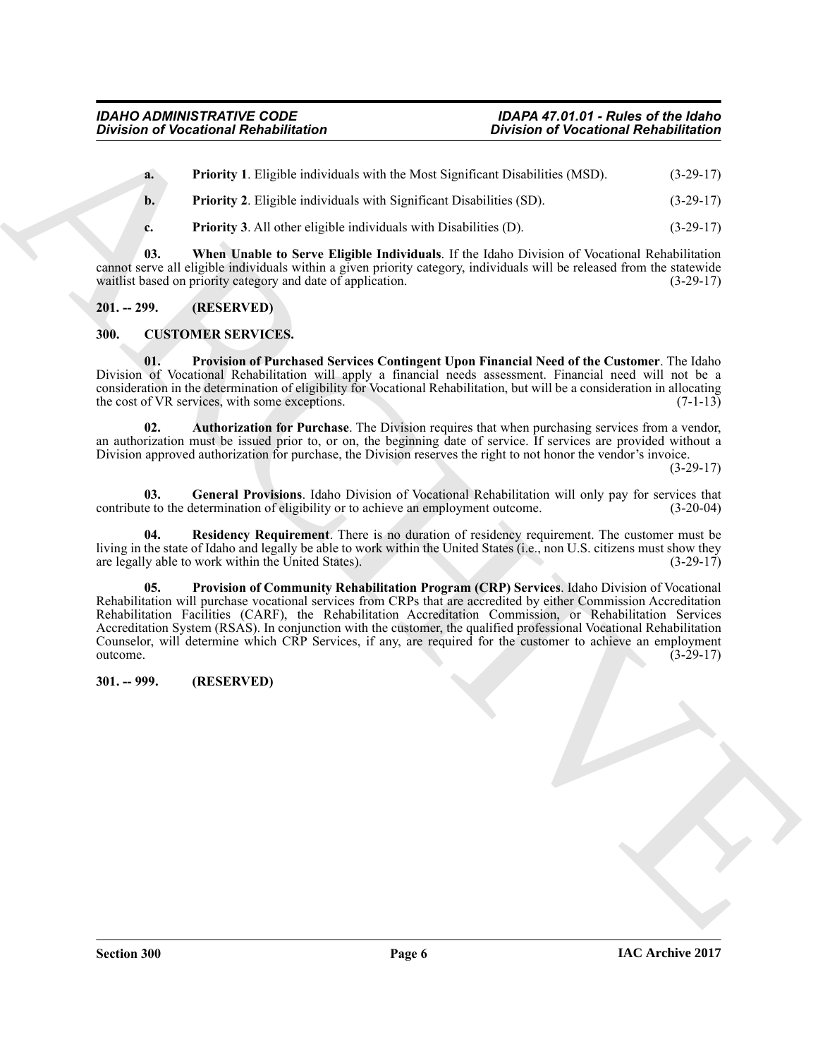**a. Priority 1**. Eligible individuals with the Most Significant Disabilities (MSD). (3-29-17)

**b. Priority 2**. Eligible individuals with Significant Disabilities (SD). (3-29-17)

**c. Priority 3**. All other eligible individuals with Disabilities (D). (3-29-17)

**03. When Unable to Serve Eligible Individuals**. If the Idaho Division of Vocational Rehabilitation cannot serve all eligible individuals within a given priority category, individuals will be released from the statewide waitlist based on priority category and date of application. (3-29-17)

## 201. -- 299. (RESERVED)

## 300. CUSTOMER SERVICES.

**01. Provision of Purchased Services Contingent Upon Financial Need of the Customer**. The Idaho Division of Vocational Rehabilitation will apply a financial needs assessment. Financial need will not be a consideration in the determination of eligibility for Vocational Rehabilitation, but will be a consideration in allocating the cost of VR services, with some exceptions. (7-1-13)

**02. Authorization for Purchase**. The Division requires that when purchasing services from a vendor, an authorization must be issued prior to, or on, the beginning date of service. If services are provided without a Division approved authorization for purchase, the Division reserves the right to not honor the vendor's invoice. (3-29-17)

**03. General Provisions**. Idaho Division of Vocational Rehabilitation will only pay for services that contribute to the determination of eligibility or to achieve an employment outcome. (3-20-04)

**04. Residency Requirement**. There is no duration of residency requirement. The customer must be living in the state of Idaho and legally be able to work within the United States (i.e., non U.S. citizens must show they are legally able to work within the United States). (3-29-17)

**05. Provision of Community Rehabilitation Program (CRP) Services**. Idaho Division of Vocational Rehabilitation will purchase vocational services from CRPs that are accredited by either Commission Accreditation Rehabilitation Facilities (CARF), the Rehabilitation Accreditation Commission, or Rehabilitation Services Accreditation System (RSAS). In conjunction with the customer, the qualified professional Vocational Rehabilitation Counselor, will determine which CRP Services, if any, are required for the customer to achieve an employment outcome. (3-29-17)

## 301. -- 999. (RESERVED)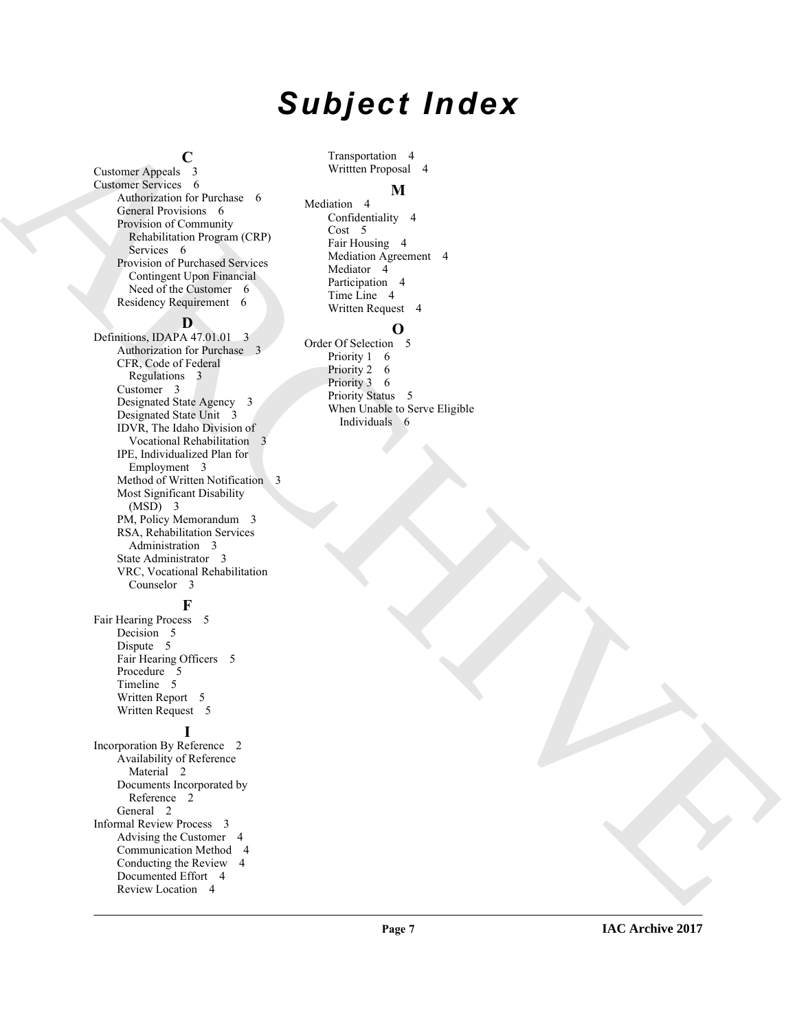# Subject Index

**C**

Customer Appeals 3
Customer Services 6
- Authorization for Purchase 6
- General Provisions 6
- Provision of Community Rehabilitation Program (CRP) Services 6
- Provision of Purchased Services Contingent Upon Financial Need of the Customer 6
- Residency Requirement 6

**D**

Definitions, IDAPA 47.01.01 3
- Authorization for Purchase 3
- CFR, Code of Federal Regulations 3
- Customer 3
- Designated State Agency 3
- Designated State Unit 3
- IDVR, The Idaho Division of Vocational Rehabilitation 3
- IPE, Individualized Plan for Employment 3
- Method of Written Notification 3
- Most Significant Disability (MSD) 3
- PM, Policy Memorandum 3
- RSA, Rehabilitation Services Administration 3
- State Administrator 3
- VRC, Vocational Rehabilitation Counselor 3

**F**

Fair Hearing Process 5
- Decision 5
- Dispute 5
- Fair Hearing Officers 5
- Procedure 5
- Timeline 5
- Written Report 5
- Written Request 5

**I**

Incorporation By Reference 2
- Availability of Reference Material 2
- Documents Incorporated by Reference 2
- General 2

Informal Review Process 3
- Advising the Customer 4
- Communication Method 4
- Conducting the Review 4
- Documented Effort 4
- Review Location 4
- Transportation 4
- Writtten Proposal 4

**M**

Mediation 4
- Confidentiality 4
- Cost 5
- Fair Housing 4
- Mediation Agreement 4
- Mediator 4
- Participation 4
- Time Line 4
- Written Request 4

**O**

Order Of Selection 5
- Priority 1 6
- Priority 2 6
- Priority 3 6
- Priority Status 5
- When Unable to Serve Eligible Individuals 6